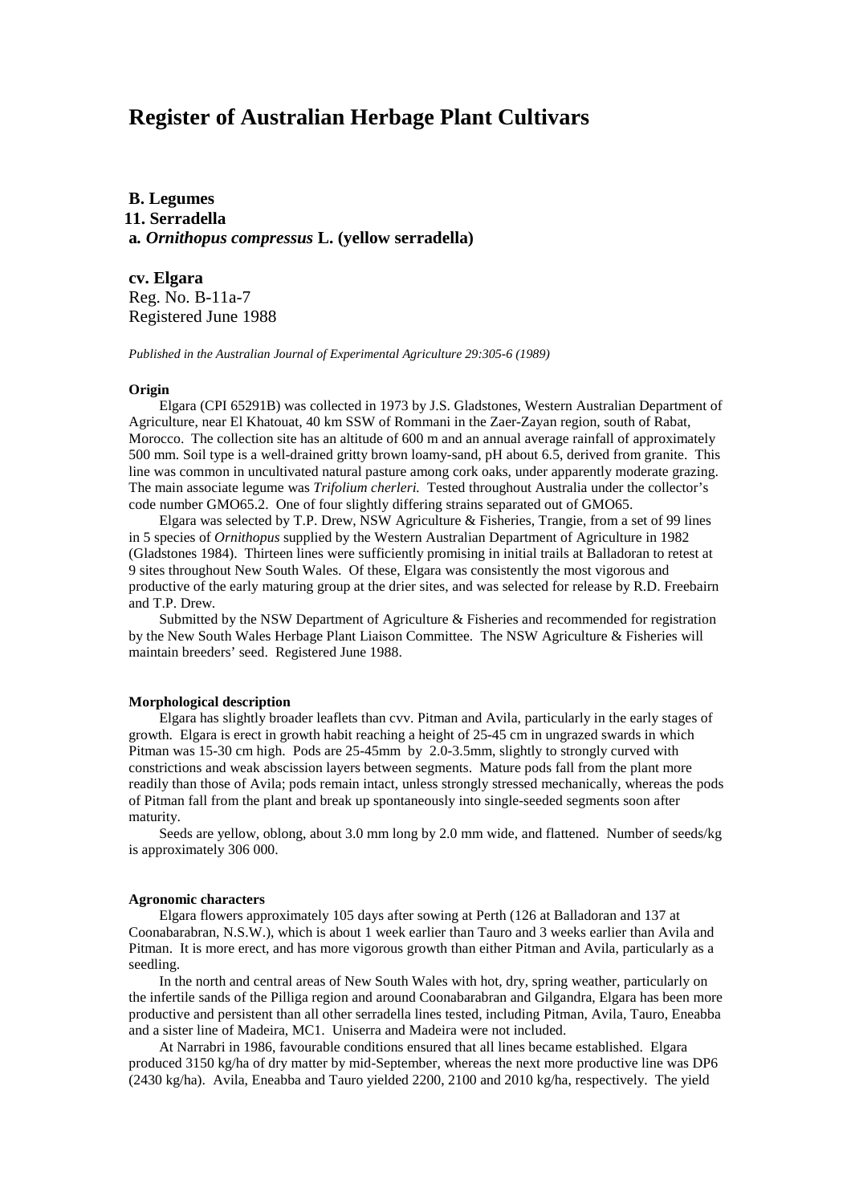# Register of Australian Herbage Plant Cultivars

**B. Legumes**
**11. Serradella**
**a. *Ornithopus compressus* L. (yellow serradella)**

**cv. Elgara**
Reg. No. B-11a-7
Registered June 1988

*Published in the Australian Journal of Experimental Agriculture 29:305-6 (1989)*

#### Origin

Elgara (CPI 65291B) was collected in 1973 by J.S. Gladstones, Western Australian Department of Agriculture, near El Khatouat, 40 km SSW of Rommani in the Zaer-Zayan region, south of Rabat, Morocco. The collection site has an altitude of 600 m and an annual average rainfall of approximately 500 mm. Soil type is a well-drained gritty brown loamy-sand, pH about 6.5, derived from granite. This line was common in uncultivated natural pasture among cork oaks, under apparently moderate grazing. The main associate legume was *Trifolium cherleri.* Tested throughout Australia under the collector's code number GMO65.2. One of four slightly differing strains separated out of GMO65.

Elgara was selected by T.P. Drew, NSW Agriculture & Fisheries, Trangie, from a set of 99 lines in 5 species of *Ornithopus* supplied by the Western Australian Department of Agriculture in 1982 (Gladstones 1984). Thirteen lines were sufficiently promising in initial trails at Balladoran to retest at 9 sites throughout New South Wales. Of these, Elgara was consistently the most vigorous and productive of the early maturing group at the drier sites, and was selected for release by R.D. Freebairn and T.P. Drew.

Submitted by the NSW Department of Agriculture & Fisheries and recommended for registration by the New South Wales Herbage Plant Liaison Committee. The NSW Agriculture & Fisheries will maintain breeders' seed. Registered June 1988.

#### Morphological description

Elgara has slightly broader leaflets than cvv. Pitman and Avila, particularly in the early stages of growth. Elgara is erect in growth habit reaching a height of 25-45 cm in ungrazed swards in which Pitman was 15-30 cm high. Pods are 25-45mm by 2.0-3.5mm, slightly to strongly curved with constrictions and weak abscission layers between segments. Mature pods fall from the plant more readily than those of Avila; pods remain intact, unless strongly stressed mechanically, whereas the pods of Pitman fall from the plant and break up spontaneously into single-seeded segments soon after maturity.

Seeds are yellow, oblong, about 3.0 mm long by 2.0 mm wide, and flattened. Number of seeds/kg is approximately 306 000.

#### Agronomic characters

Elgara flowers approximately 105 days after sowing at Perth (126 at Balladoran and 137 at Coonabarabran, N.S.W.), which is about 1 week earlier than Tauro and 3 weeks earlier than Avila and Pitman. It is more erect, and has more vigorous growth than either Pitman and Avila, particularly as a seedling.

In the north and central areas of New South Wales with hot, dry, spring weather, particularly on the infertile sands of the Pilliga region and around Coonabarabran and Gilgandra, Elgara has been more productive and persistent than all other serradella lines tested, including Pitman, Avila, Tauro, Eneabba and a sister line of Madeira, MC1. Uniserra and Madeira were not included.

At Narrabri in 1986, favourable conditions ensured that all lines became established. Elgara produced 3150 kg/ha of dry matter by mid-September, whereas the next more productive line was DP6 (2430 kg/ha). Avila, Eneabba and Tauro yielded 2200, 2100 and 2010 kg/ha, respectively. The yield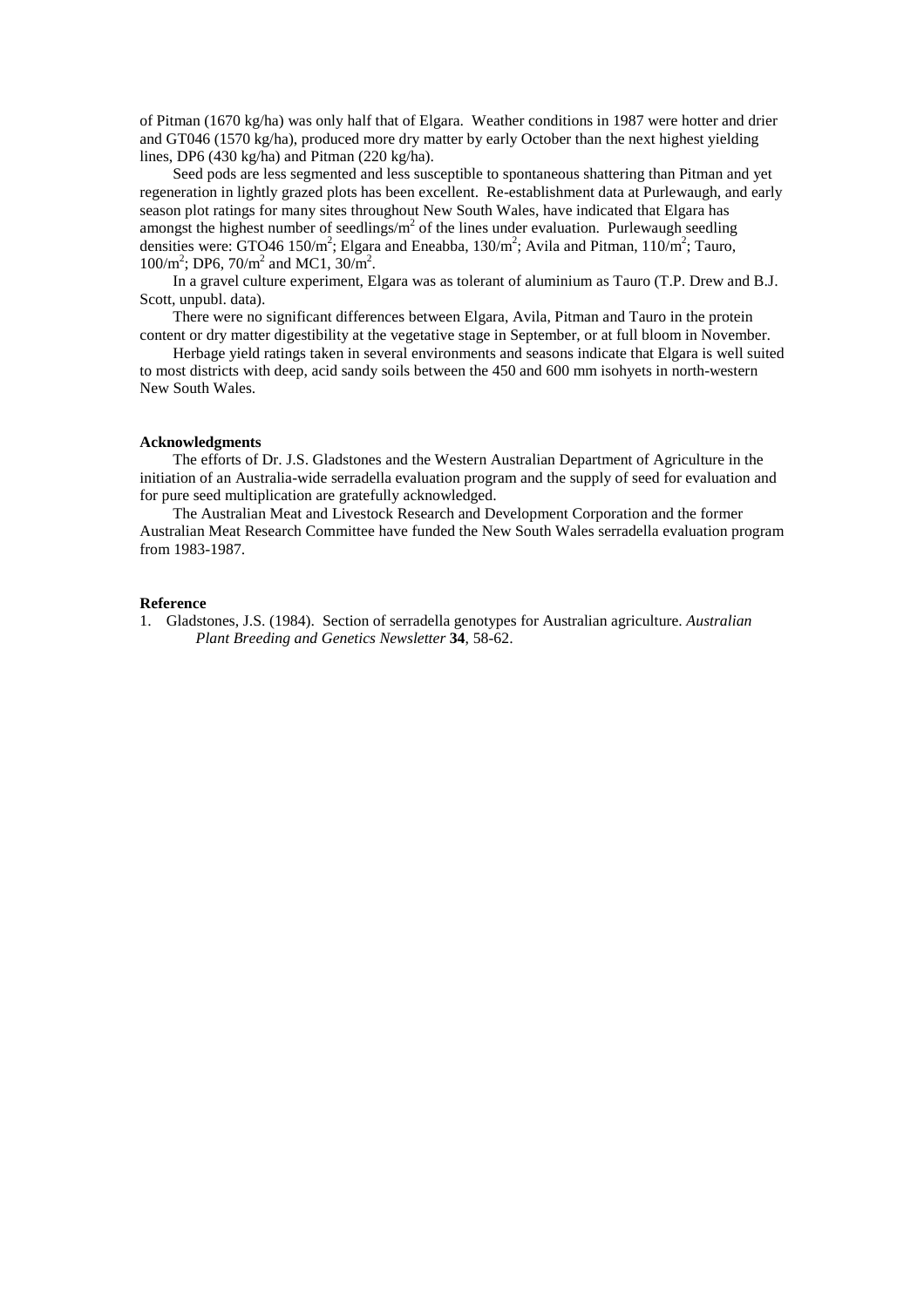of Pitman (1670 kg/ha) was only half that of Elgara. Weather conditions in 1987 were hotter and drier and GT046 (1570 kg/ha), produced more dry matter by early October than the next highest yielding lines, DP6 (430 kg/ha) and Pitman (220 kg/ha).

Seed pods are less segmented and less susceptible to spontaneous shattering than Pitman and yet regeneration in lightly grazed plots has been excellent. Re-establishment data at Purlewaugh, and early season plot ratings for many sites throughout New South Wales, have indicated that Elgara has amongst the highest number of seedlings/m$^2$ of the lines under evaluation. Purlewaugh seedling densities were: GTO46 150/m$^2$; Elgara and Eneabba, 130/m$^2$; Avila and Pitman, 110/m$^2$; Tauro, 100/m$^2$; DP6, 70/m$^2$ and MC1, 30/m$^2$.

In a gravel culture experiment, Elgara was as tolerant of aluminium as Tauro (T.P. Drew and B.J. Scott, unpubl. data).

There were no significant differences between Elgara, Avila, Pitman and Tauro in the protein content or dry matter digestibility at the vegetative stage in September, or at full bloom in November.

Herbage yield ratings taken in several environments and seasons indicate that Elgara is well suited to most districts with deep, acid sandy soils between the 450 and 600 mm isohyets in north-western New South Wales.

#### Acknowledgments

The efforts of Dr. J.S. Gladstones and the Western Australian Department of Agriculture in the initiation of an Australia-wide serradella evaluation program and the supply of seed for evaluation and for pure seed multiplication are gratefully acknowledged.

The Australian Meat and Livestock Research and Development Corporation and the former Australian Meat Research Committee have funded the New South Wales serradella evaluation program from 1983-1987.

#### Reference

1. Gladstones, J.S. (1984). Section of serradella genotypes for Australian agriculture. *Australian Plant Breeding and Genetics Newsletter* **34**, 58-62.